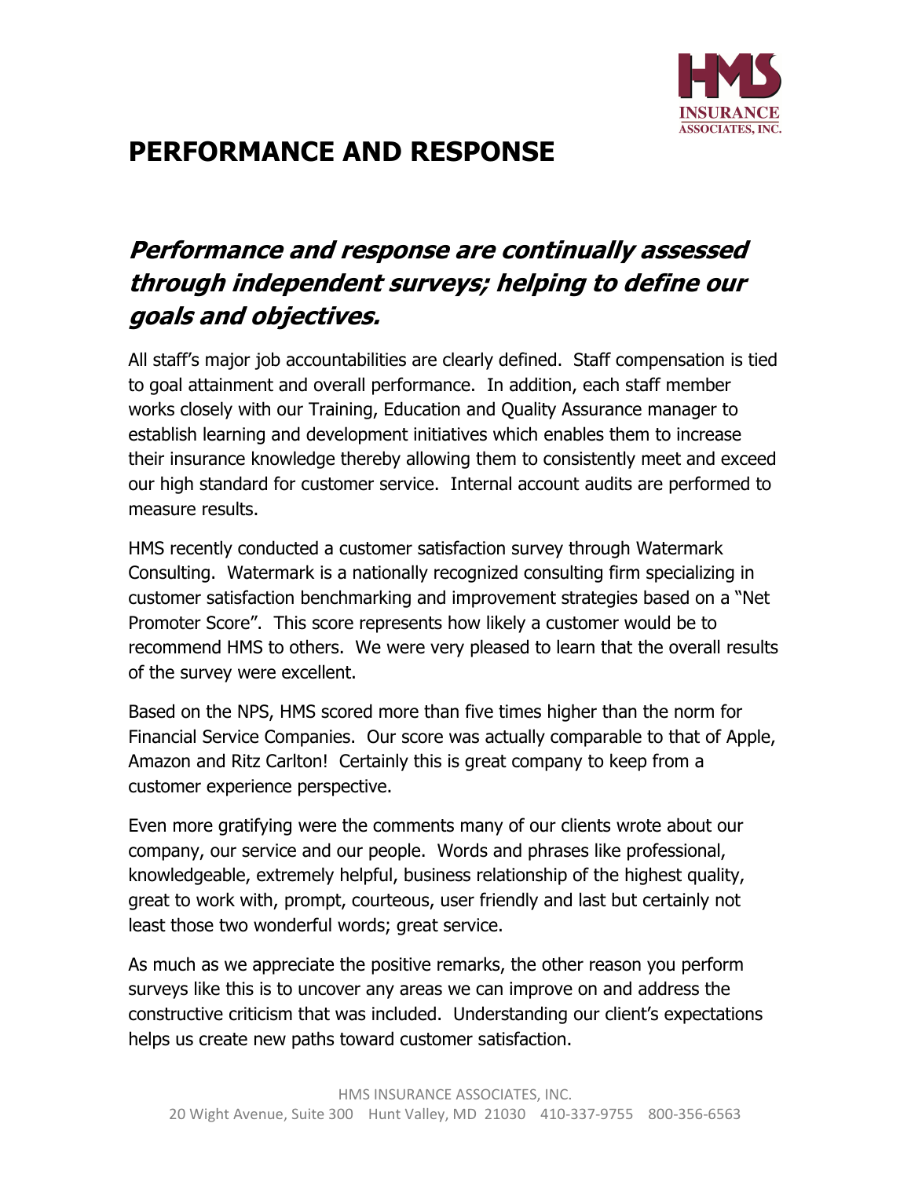# PERFORMANCE AND RESPONSE

## ***Performance and response are continually assessed through independent surveys; helping to define our goals and objectives.***

All staff's major job accountabilities are clearly defined. Staff compensation is tied to goal attainment and overall performance. In addition, each staff member works closely with our Training, Education and Quality Assurance manager to establish learning and development initiatives which enables them to increase their insurance knowledge thereby allowing them to consistently meet and exceed our high standard for customer service. Internal account audits are performed to measure results.

HMS recently conducted a customer satisfaction survey through Watermark Consulting. Watermark is a nationally recognized consulting firm specializing in customer satisfaction benchmarking and improvement strategies based on a "Net Promoter Score". This score represents how likely a customer would be to recommend HMS to others. We were very pleased to learn that the overall results of the survey were excellent.

Based on the NPS, HMS scored more than five times higher than the norm for Financial Service Companies. Our score was actually comparable to that of Apple, Amazon and Ritz Carlton! Certainly this is great company to keep from a customer experience perspective.

Even more gratifying were the comments many of our clients wrote about our company, our service and our people. Words and phrases like professional, knowledgeable, extremely helpful, business relationship of the highest quality, great to work with, prompt, courteous, user friendly and last but certainly not least those two wonderful words; great service.

As much as we appreciate the positive remarks, the other reason you perform surveys like this is to uncover any areas we can improve on and address the constructive criticism that was included. Understanding our client's expectations helps us create new paths toward customer satisfaction.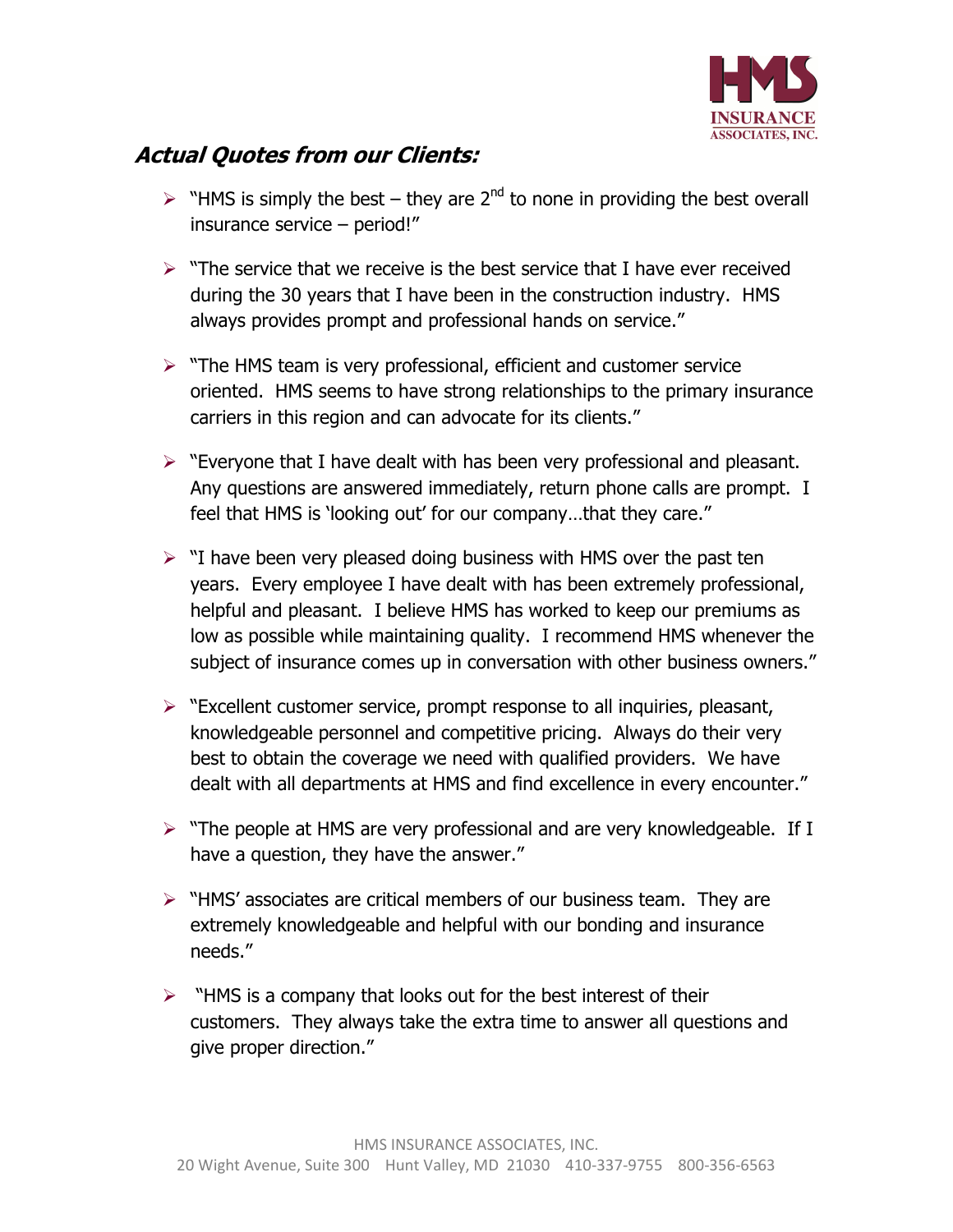HMS INSURANCE ASSOCIATES, INC.

## *Actual Quotes from our Clients:*

- "HMS is simply the best – they are 2nd to none in providing the best overall insurance service – period!"
- "The service that we receive is the best service that I have ever received during the 30 years that I have been in the construction industry. HMS always provides prompt and professional hands on service."
- "The HMS team is very professional, efficient and customer service oriented. HMS seems to have strong relationships to the primary insurance carriers in this region and can advocate for its clients."
- "Everyone that I have dealt with has been very professional and pleasant. Any questions are answered immediately, return phone calls are prompt. I feel that HMS is 'looking out' for our company…that they care."
- "I have been very pleased doing business with HMS over the past ten years. Every employee I have dealt with has been extremely professional, helpful and pleasant. I believe HMS has worked to keep our premiums as low as possible while maintaining quality. I recommend HMS whenever the subject of insurance comes up in conversation with other business owners."
- "Excellent customer service, prompt response to all inquiries, pleasant, knowledgeable personnel and competitive pricing. Always do their very best to obtain the coverage we need with qualified providers. We have dealt with all departments at HMS and find excellence in every encounter."
- "The people at HMS are very professional and are very knowledgeable. If I have a question, they have the answer."
- "HMS' associates are critical members of our business team. They are extremely knowledgeable and helpful with our bonding and insurance needs."
- "HMS is a company that looks out for the best interest of their customers. They always take the extra time to answer all questions and give proper direction."

HMS INSURANCE ASSOCIATES, INC.
20 Wight Avenue, Suite 300 Hunt Valley, MD 21030 410-337-9755 800-356-6563